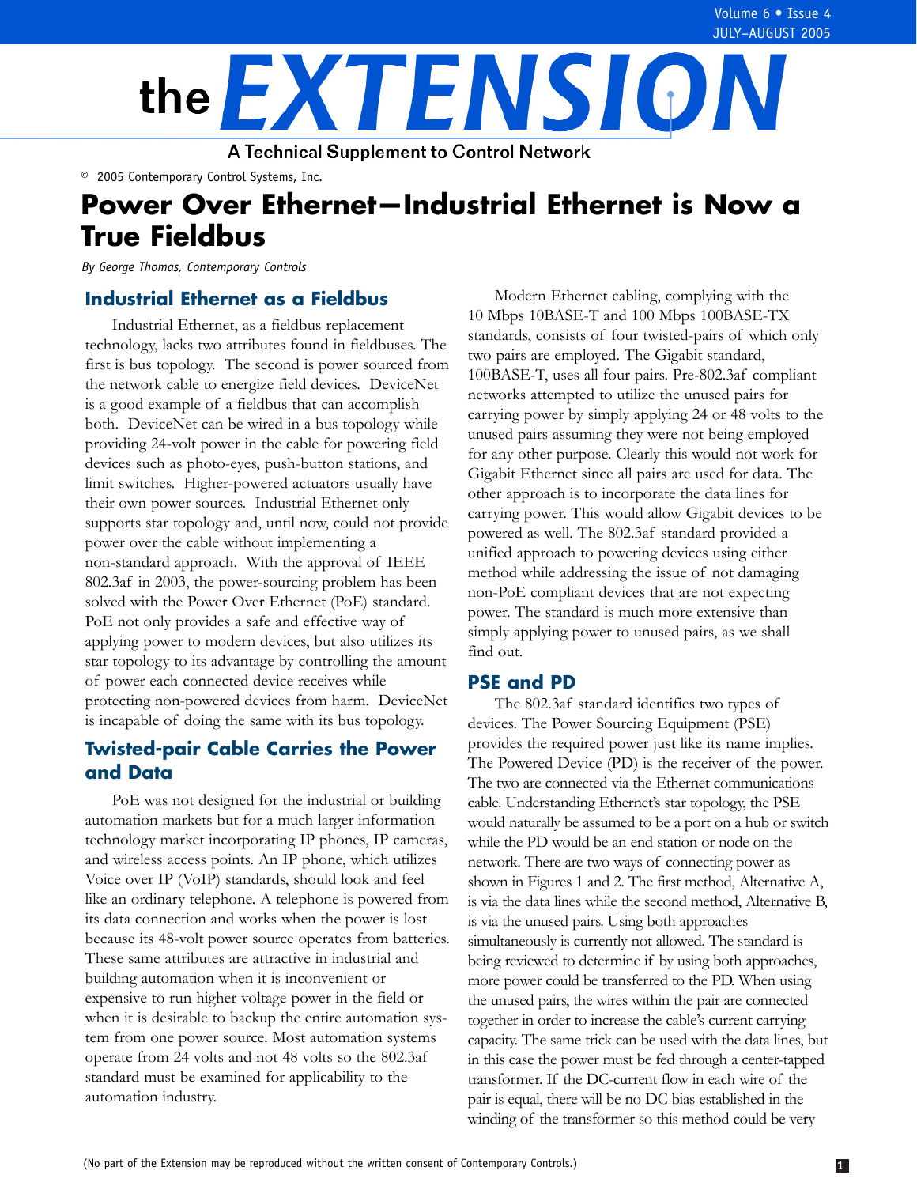# the EXTENSION

A Technical Supplement to Control Network

© 2005 Contemporary Control Systems, Inc.

# Power Over Ethernet—Industrial Ethernet is Now a True Fieldbus

*By George Thomas, Contemporary Controls*

## Industrial Ethernet as a Fieldbus

Industrial Ethernet, as a fieldbus replacement technology, lacks two attributes found in fieldbuses. The first is bus topology. The second is power sourced from the network cable to energize field devices. DeviceNet is a good example of a fieldbus that can accomplish both. DeviceNet can be wired in a bus topology while providing 24-volt power in the cable for powering field devices such as photo-eyes, push-button stations, and limit switches. Higher-powered actuators usually have their own power sources. Industrial Ethernet only supports star topology and, until now, could not provide power over the cable without implementing a non-standard approach. With the approval of IEEE 802.3af in 2003, the power-sourcing problem has been solved with the Power Over Ethernet (PoE) standard. PoE not only provides a safe and effective way of applying power to modern devices, but also utilizes its star topology to its advantage by controlling the amount of power each connected device receives while protecting non-powered devices from harm. DeviceNet is incapable of doing the same with its bus topology.

## Twisted-pair Cable Carries the Power and Data

PoE was not designed for the industrial or building automation markets but for a much larger information technology market incorporating IP phones, IP cameras, and wireless access points. An IP phone, which utilizes Voice over IP (VoIP) standards, should look and feel like an ordinary telephone. A telephone is powered from its data connection and works when the power is lost because its 48-volt power source operates from batteries. These same attributes are attractive in industrial and building automation when it is inconvenient or expensive to run higher voltage power in the field or when it is desirable to backup the entire automation system from one power source. Most automation systems operate from 24 volts and not 48 volts so the 802.3af standard must be examined for applicability to the automation industry.

Modern Ethernet cabling, complying with the 10 Mbps 10BASE-T and 100 Mbps 100BASE-TX standards, consists of four twisted-pairs of which only two pairs are employed. The Gigabit standard, 100BASE-T, uses all four pairs. Pre-802.3af compliant networks attempted to utilize the unused pairs for carrying power by simply applying 24 or 48 volts to the unused pairs assuming they were not being employed for any other purpose. Clearly this would not work for Gigabit Ethernet since all pairs are used for data. The other approach is to incorporate the data lines for carrying power. This would allow Gigabit devices to be powered as well. The 802.3af standard provided a unified approach to powering devices using either method while addressing the issue of not damaging non-PoE compliant devices that are not expecting power. The standard is much more extensive than simply applying power to unused pairs, as we shall find out.

## PSE and PD

The 802.3af standard identifies two types of devices. The Power Sourcing Equipment (PSE) provides the required power just like its name implies. The Powered Device (PD) is the receiver of the power. The two are connected via the Ethernet communications cable. Understanding Ethernet's star topology, the PSE would naturally be assumed to be a port on a hub or switch while the PD would be an end station or node on the network. There are two ways of connecting power as shown in Figures 1 and 2. The first method, Alternative A, is via the data lines while the second method, Alternative B, is via the unused pairs. Using both approaches simultaneously is currently not allowed. The standard is being reviewed to determine if by using both approaches, more power could be transferred to the PD. When using the unused pairs, the wires within the pair are connected together in order to increase the cable's current carrying capacity. The same trick can be used with the data lines, but in this case the power must be fed through a center-tapped transformer. If the DC-current flow in each wire of the pair is equal, there will be no DC bias established in the winding of the transformer so this method could be very

(No part of the Extension may be reproduced without the written consent of Contemporary Controls.)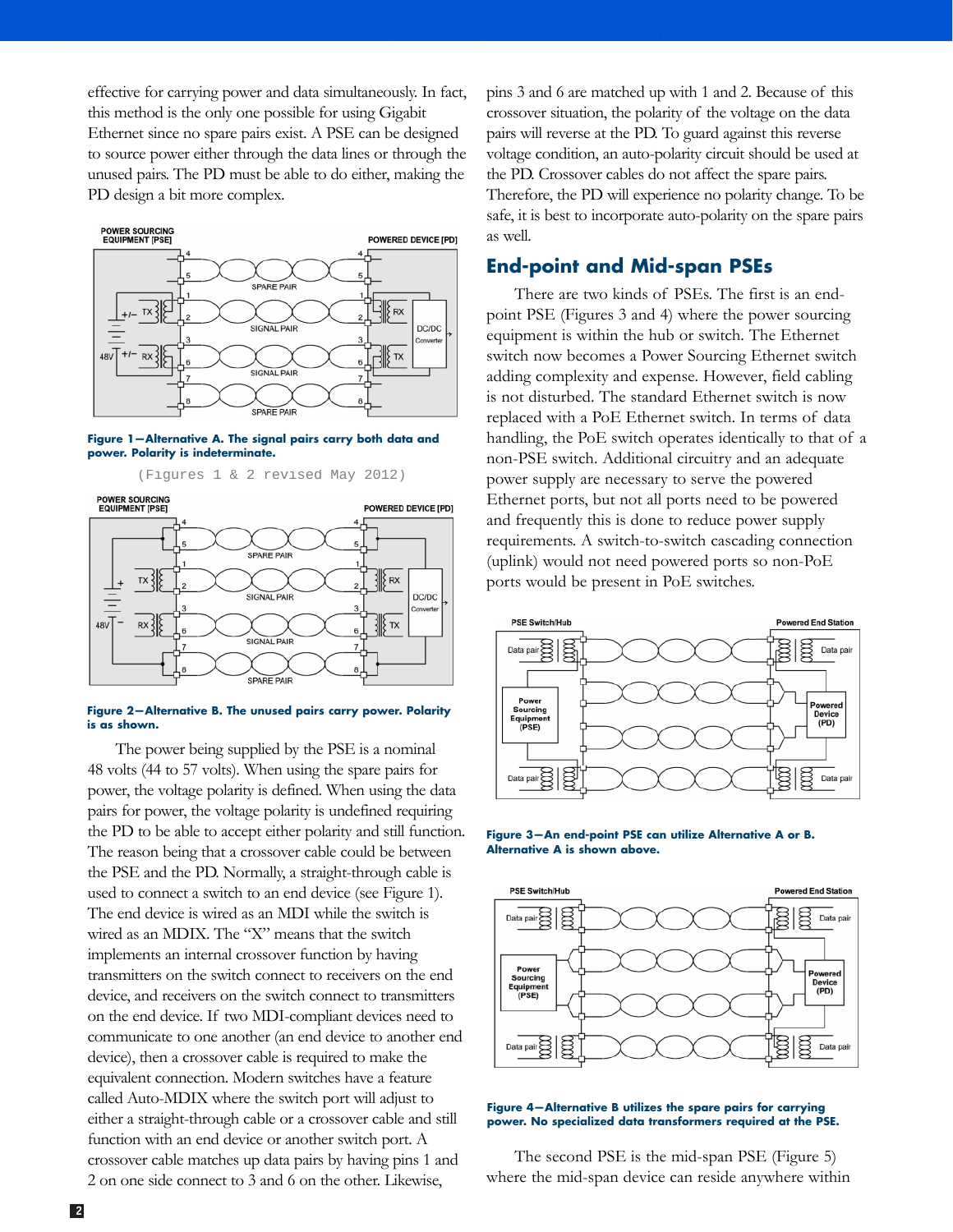effective for carrying power and data simultaneously. In fact, this method is the only one possible for using Gigabit Ethernet since no spare pairs exist. A PSE can be designed to source power either through the data lines or through the unused pairs. The PD must be able to do either, making the PD design a bit more complex.

**Figure 1—Alternative A. The signal pairs carry both data and power. Polarity is indeterminate.**

(Figures 1 & 2 revised May 2012)

**Figure 2—Alternative B. The unused pairs carry power. Polarity is as shown.**

The power being supplied by the PSE is a nominal 48 volts (44 to 57 volts). When using the spare pairs for power, the voltage polarity is defined. When using the data pairs for power, the voltage polarity is undefined requiring the PD to be able to accept either polarity and still function. The reason being that a crossover cable could be between the PSE and the PD. Normally, a straight-through cable is used to connect a switch to an end device (see Figure 1). The end device is wired as an MDI while the switch is wired as an MDIX. The "X" means that the switch implements an internal crossover function by having transmitters on the switch connect to receivers on the end device, and receivers on the switch connect to transmitters on the end device. If two MDI-compliant devices need to communicate to one another (an end device to another end device), then a crossover cable is required to make the equivalent connection. Modern switches have a feature called Auto-MDIX where the switch port will adjust to either a straight-through cable or a crossover cable and still function with an end device or another switch port. A crossover cable matches up data pairs by having pins 1 and 2 on one side connect to 3 and 6 on the other. Likewise, pins 3 and 6 are matched up with 1 and 2. Because of this crossover situation, the polarity of the voltage on the data pairs will reverse at the PD. To guard against this reverse voltage condition, an auto-polarity circuit should be used at the PD. Crossover cables do not affect the spare pairs. Therefore, the PD will experience no polarity change. To be safe, it is best to incorporate auto-polarity on the spare pairs as well.

## End-point and Mid-span PSEs

There are two kinds of PSEs. The first is an end-point PSE (Figures 3 and 4) where the power sourcing equipment is within the hub or switch. The Ethernet switch now becomes a Power Sourcing Ethernet switch adding complexity and expense. However, field cabling is not disturbed. The standard Ethernet switch is now replaced with a PoE Ethernet switch. In terms of data handling, the PoE switch operates identically to that of a non-PSE switch. Additional circuitry and an adequate power supply are necessary to serve the powered Ethernet ports, but not all ports need to be powered and frequently this is done to reduce power supply requirements. A switch-to-switch cascading connection (uplink) would not need powered ports so non-PoE ports would be present in PoE switches.

**Figure 3—An end-point PSE can utilize Alternative A or B. Alternative A is shown above.**

**Figure 4—Alternative B utilizes the spare pairs for carrying power. No specialized data transformers required at the PSE.**

The second PSE is the mid-span PSE (Figure 5) where the mid-span device can reside anywhere within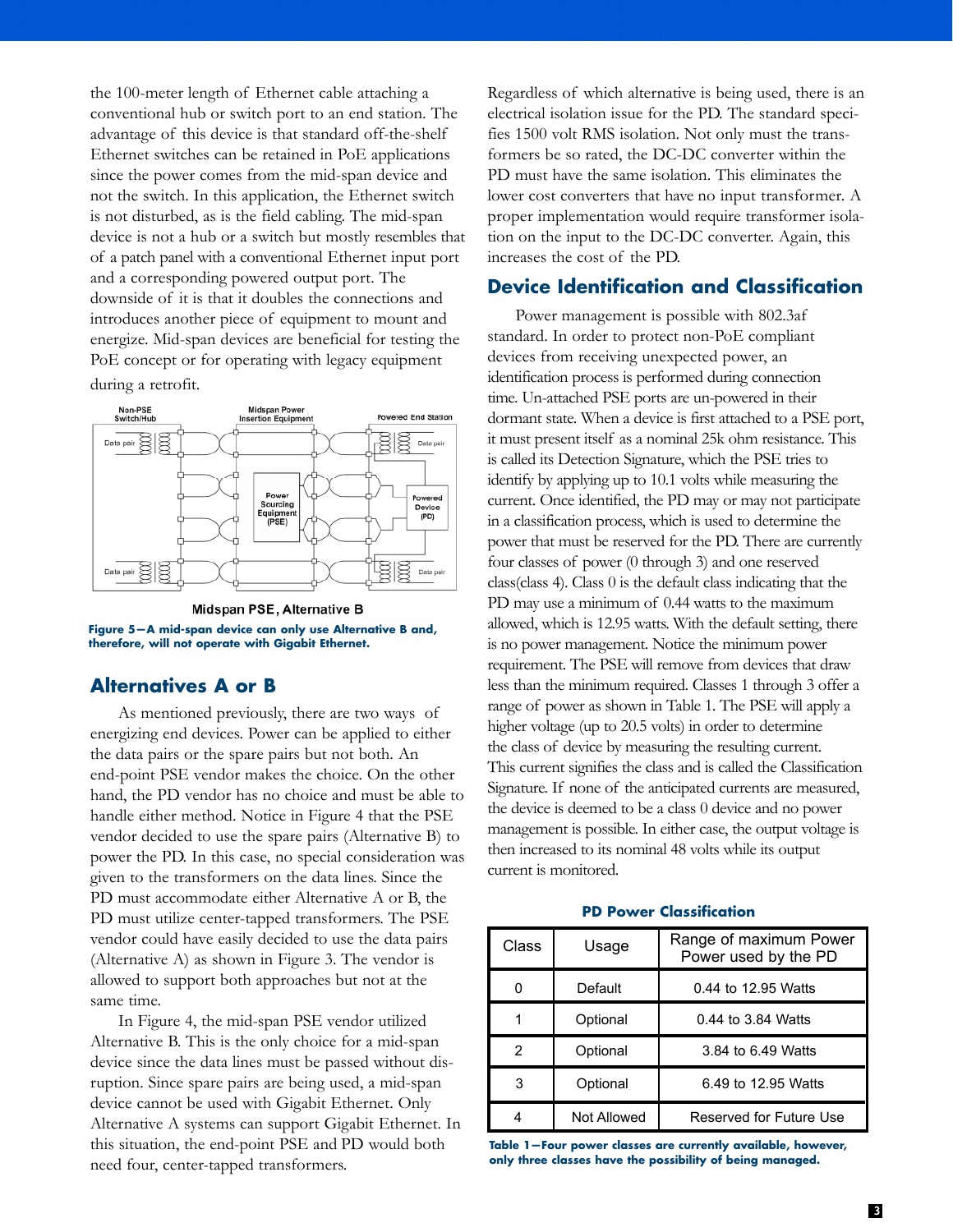the 100-meter length of Ethernet cable attaching a conventional hub or switch port to an end station. The advantage of this device is that standard off-the-shelf Ethernet switches can be retained in PoE applications since the power comes from the mid-span device and not the switch. In this application, the Ethernet switch is not disturbed, as is the field cabling. The mid-span device is not a hub or a switch but mostly resembles that of a patch panel with a conventional Ethernet input port and a corresponding powered output port. The downside of it is that it doubles the connections and introduces another piece of equipment to mount and energize. Mid-span devices are beneficial for testing the PoE concept or for operating with legacy equipment during a retrofit.

Midspan PSE, Alternative B

**Figure 5—A mid-span device can only use Alternative B and, therefore, will not operate with Gigabit Ethernet.**

## Alternatives A or B

As mentioned previously, there are two ways of energizing end devices. Power can be applied to either the data pairs or the spare pairs but not both. An end-point PSE vendor makes the choice. On the other hand, the PD vendor has no choice and must be able to handle either method. Notice in Figure 4 that the PSE vendor decided to use the spare pairs (Alternative B) to power the PD. In this case, no special consideration was given to the transformers on the data lines. Since the PD must accommodate either Alternative A or B, the PD must utilize center-tapped transformers. The PSE vendor could have easily decided to use the data pairs (Alternative A) as shown in Figure 3. The vendor is allowed to support both approaches but not at the same time.

In Figure 4, the mid-span PSE vendor utilized Alternative B. This is the only choice for a mid-span device since the data lines must be passed without disruption. Since spare pairs are being used, a mid-span device cannot be used with Gigabit Ethernet. Only Alternative A systems can support Gigabit Ethernet. In this situation, the end-point PSE and PD would both need four, center-tapped transformers.

Regardless of which alternative is being used, there is an electrical isolation issue for the PD. The standard specifies 1500 volt RMS isolation. Not only must the transformers be so rated, the DC-DC converter within the PD must have the same isolation. This eliminates the lower cost converters that have no input transformer. A proper implementation would require transformer isolation on the input to the DC-DC converter. Again, this increases the cost of the PD.

## Device Identification and Classification

Power management is possible with 802.3af standard. In order to protect non-PoE compliant devices from receiving unexpected power, an identification process is performed during connection time. Un-attached PSE ports are un-powered in their dormant state. When a device is first attached to a PSE port, it must present itself as a nominal 25k ohm resistance. This is called its Detection Signature, which the PSE tries to identify by applying up to 10.1 volts while measuring the current. Once identified, the PD may or may not participate in a classification process, which is used to determine the power that must be reserved for the PD. There are currently four classes of power (0 through 3) and one reserved class(class 4). Class 0 is the default class indicating that the PD may use a minimum of 0.44 watts to the maximum allowed, which is 12.95 watts. With the default setting, there is no power management. Notice the minimum power requirement. The PSE will remove from devices that draw less than the minimum required. Classes 1 through 3 offer a range of power as shown in Table 1. The PSE will apply a higher voltage (up to 20.5 volts) in order to determine the class of device by measuring the resulting current. This current signifies the class and is called the Classification Signature. If none of the anticipated currents are measured, the device is deemed to be a class 0 device and no power management is possible. In either case, the output voltage is then increased to its nominal 48 volts while its output current is monitored.

**PD Power Classification**

| Class | Usage | Range of maximum Power Power used by the PD |
|---|---|---|
| 0 | Default | 0.44 to 12.95 Watts |
| 1 | Optional | 0.44 to 3.84 Watts |
| 2 | Optional | 3.84 to 6.49 Watts |
| 3 | Optional | 6.49 to 12.95 Watts |
| 4 | Not Allowed | Reserved for Future Use |

**Table 1—Four power classes are currently available, however, only three classes have the possibility of being managed.**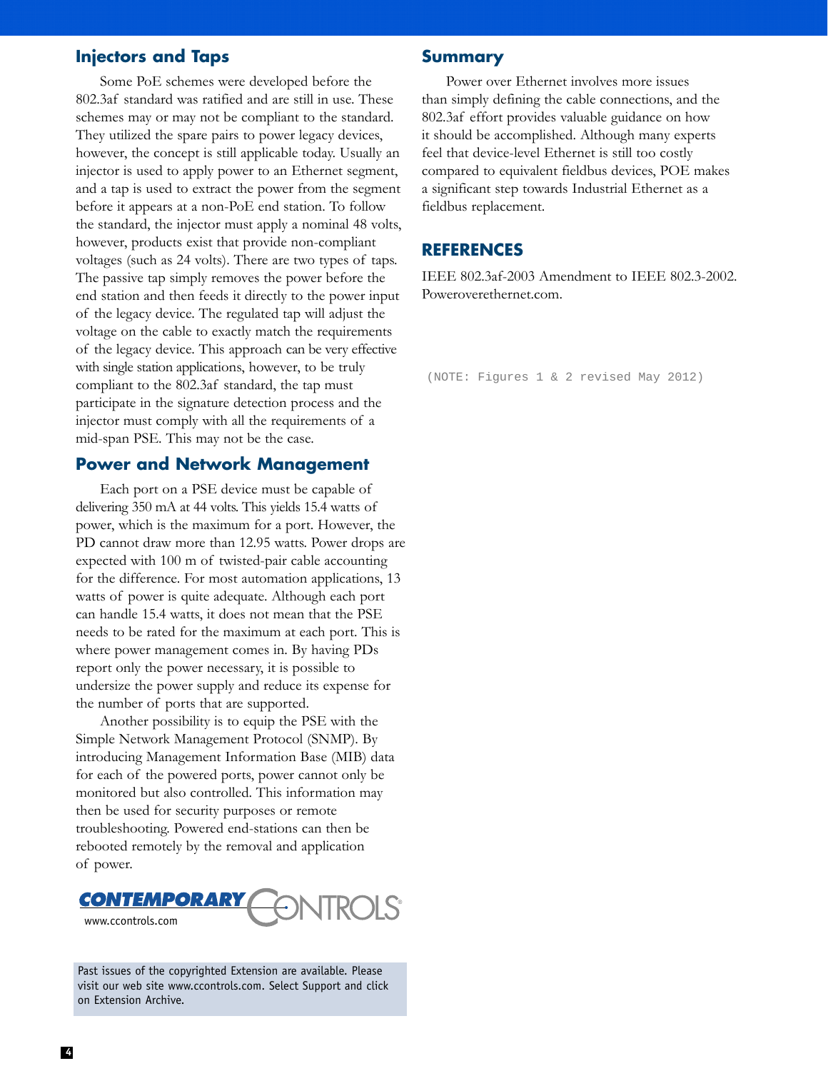## Injectors and Taps

Some PoE schemes were developed before the 802.3af standard was ratified and are still in use. These schemes may or may not be compliant to the standard. They utilized the spare pairs to power legacy devices, however, the concept is still applicable today. Usually an injector is used to apply power to an Ethernet segment, and a tap is used to extract the power from the segment before it appears at a non-PoE end station. To follow the standard, the injector must apply a nominal 48 volts, however, products exist that provide non-compliant voltages (such as 24 volts). There are two types of taps. The passive tap simply removes the power before the end station and then feeds it directly to the power input of the legacy device. The regulated tap will adjust the voltage on the cable to exactly match the requirements of the legacy device. This approach can be very effective with single station applications, however, to be truly compliant to the 802.3af standard, the tap must participate in the signature detection process and the injector must comply with all the requirements of a mid-span PSE. This may not be the case.

## Power and Network Management

Each port on a PSE device must be capable of delivering 350 mA at 44 volts. This yields 15.4 watts of power, which is the maximum for a port. However, the PD cannot draw more than 12.95 watts. Power drops are expected with 100 m of twisted-pair cable accounting for the difference. For most automation applications, 13 watts of power is quite adequate. Although each port can handle 15.4 watts, it does not mean that the PSE needs to be rated for the maximum at each port. This is where power management comes in. By having PDs report only the power necessary, it is possible to undersize the power supply and reduce its expense for the number of ports that are supported.

Another possibility is to equip the PSE with the Simple Network Management Protocol (SNMP). By introducing Management Information Base (MIB) data for each of the powered ports, power cannot only be monitored but also controlled. This information may then be used for security purposes or remote troubleshooting. Powered end-stations can then be rebooted remotely by the removal and application of power.

CONTEMPORARY CONTROLS®
www.ccontrols.com

Past issues of the copyrighted Extension are available. Please visit our web site www.ccontrols.com. Select Support and click on Extension Archive.

## Summary

Power over Ethernet involves more issues than simply defining the cable connections, and the 802.3af effort provides valuable guidance on how it should be accomplished. Although many experts feel that device-level Ethernet is still too costly compared to equivalent fieldbus devices, POE makes a significant step towards Industrial Ethernet as a fieldbus replacement.

## REFERENCES

IEEE 802.3af-2003 Amendment to IEEE 802.3-2002.
Poweroverethernet.com.

(NOTE: Figures 1 & 2 revised May 2012)